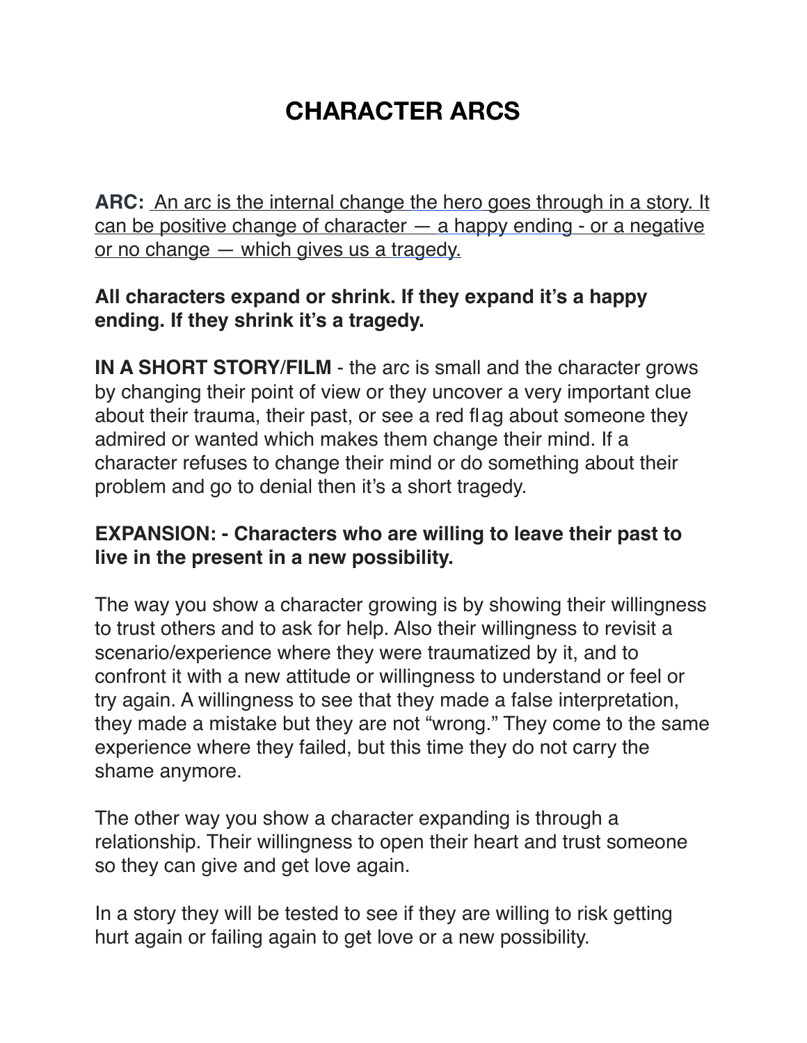# CHARACTER ARCS

**ARC:** An arc is the internal change the hero goes through in a story. It can be positive change of character — a happy ending - or a negative or no change — which gives us a tragedy.

**All characters expand or shrink. If they expand it's a happy ending. If they shrink it's a tragedy.**

**IN A SHORT STORY/FILM** - the arc is small and the character grows by changing their point of view or they uncover a very important clue about their trauma, their past, or see a red flag about someone they admired or wanted which makes them change their mind. If a character refuses to change their mind or do something about their problem and go to denial then it's a short tragedy.

**EXPANSION: - Characters who are willing to leave their past to live in the present in a new possibility.**

The way you show a character growing is by showing their willingness to trust others and to ask for help. Also their willingness to revisit a scenario/experience where they were traumatized by it, and to confront it with a new attitude or willingness to understand or feel or try again. A willingness to see that they made a false interpretation, they made a mistake but they are not "wrong." They come to the same experience where they failed, but this time they do not carry the shame anymore.

The other way you show a character expanding is through a relationship. Their willingness to open their heart and trust someone so they can give and get love again.

In a story they will be tested to see if they are willing to risk getting hurt again or failing again to get love or a new possibility.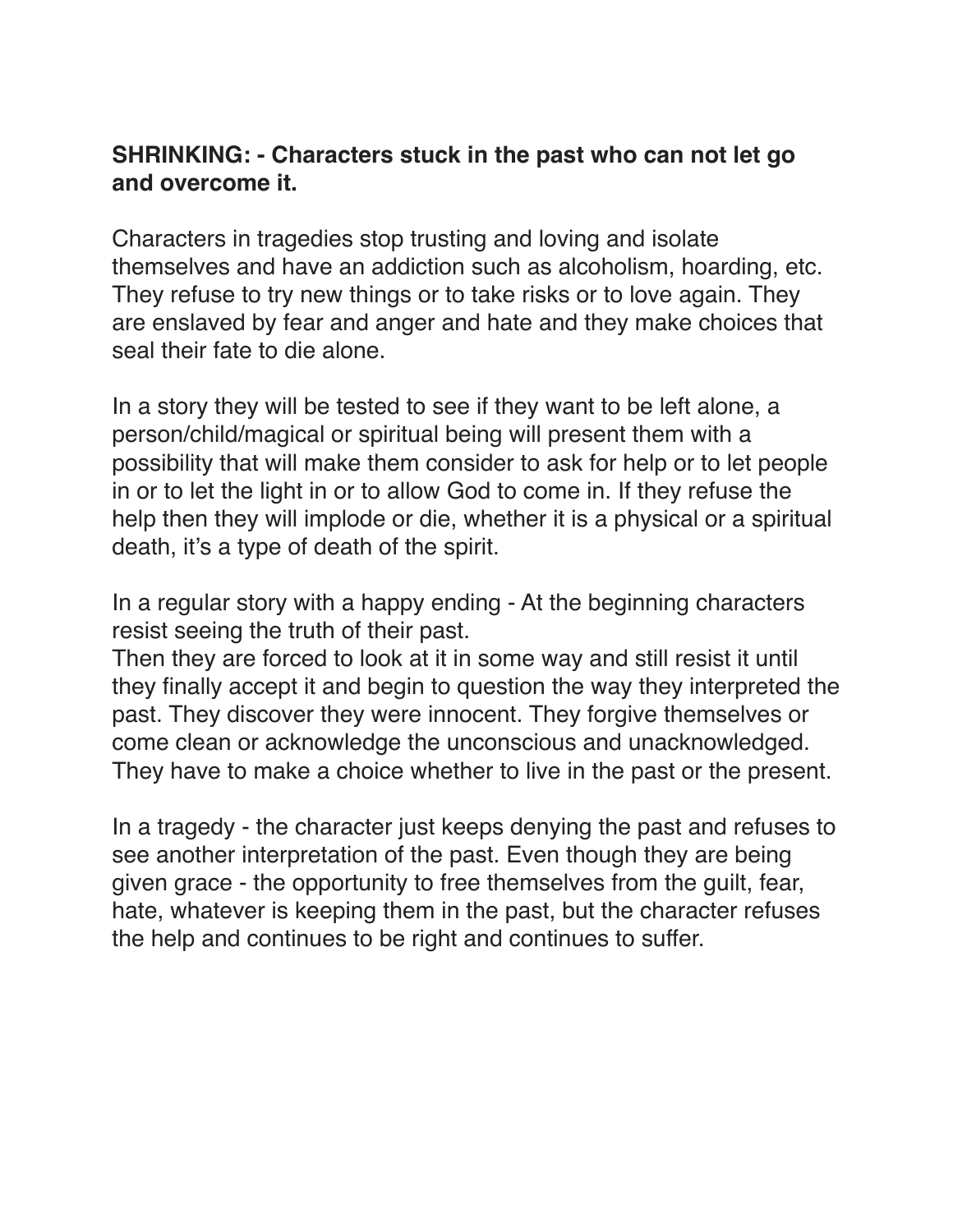**SHRINKING: - Characters stuck in the past who can not let go and overcome it.**

Characters in tragedies stop trusting and loving and isolate themselves and have an addiction such as alcoholism, hoarding, etc. They refuse to try new things or to take risks or to love again. They are enslaved by fear and anger and hate and they make choices that seal their fate to die alone.

In a story they will be tested to see if they want to be left alone, a person/child/magical or spiritual being will present them with a possibility that will make them consider to ask for help or to let people in or to let the light in or to allow God to come in. If they refuse the help then they will implode or die, whether it is a physical or a spiritual death, it's a type of death of the spirit.

In a regular story with a happy ending - At the beginning characters resist seeing the truth of their past.
Then they are forced to look at it in some way and still resist it until they finally accept it and begin to question the way they interpreted the past. They discover they were innocent. They forgive themselves or come clean or acknowledge the unconscious and unacknowledged. They have to make a choice whether to live in the past or the present.

In a tragedy - the character just keeps denying the past and refuses to see another interpretation of the past. Even though they are being given grace - the opportunity to free themselves from the guilt, fear, hate, whatever is keeping them in the past, but the character refuses the help and continues to be right and continues to suffer.